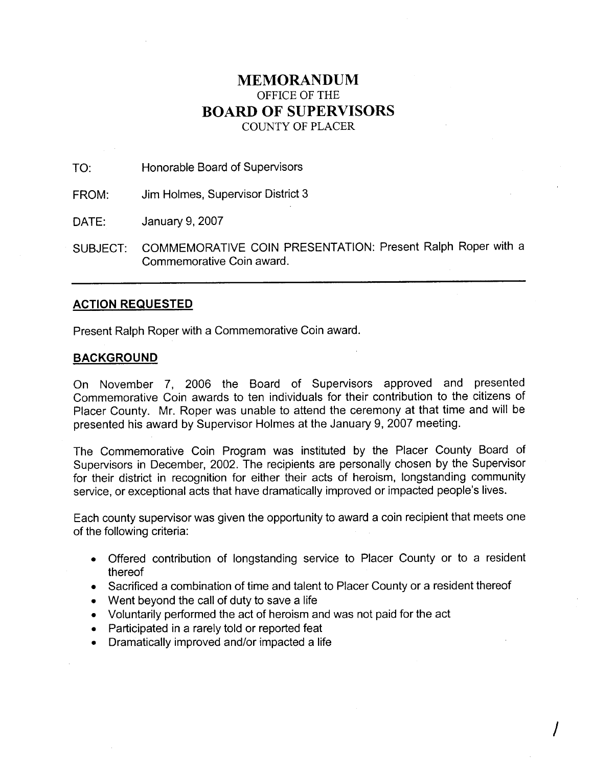# MEMORANDUM
OFFICE OF THE
# BOARD OF SUPERVISORS
COUNTY OF PLACER

TO: Honorable Board of Supervisors

FROM: Jim Holmes, Supervisor District 3

DATE: January 9, 2007

SUBJECT: COMMEMORATIVE COIN PRESENTATION: Present Ralph Roper with a Commemorative Coin award.

---

## ACTION REQUESTED

Present Ralph Roper with a Commemorative Coin award.

## BACKGROUND

On November 7, 2006 the Board of Supervisors approved and presented Commemorative Coin awards to ten individuals for their contribution to the citizens of Placer County. Mr. Roper was unable to attend the ceremony at that time and will be presented his award by Supervisor Holmes at the January 9, 2007 meeting.

The Commemorative Coin Program was instituted by the Placer County Board of Supervisors in December, 2002. The recipients are personally chosen by the Supervisor for their district in recognition for either their acts of heroism, longstanding community service, or exceptional acts that have dramatically improved or impacted people's lives.

Each county supervisor was given the opportunity to award a coin recipient that meets one of the following criteria:

- Offered contribution of longstanding service to Placer County or to a resident thereof
- Sacrificed a combination of time and talent to Placer County or a resident thereof
- Went beyond the call of duty to save a life
- Voluntarily performed the act of heroism and was not paid for the act
- Participated in a rarely told or reported feat
- Dramatically improved and/or impacted a life